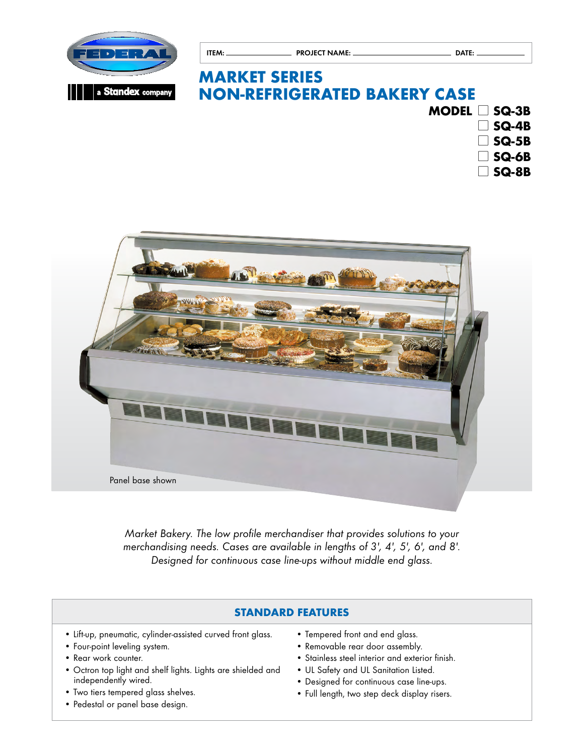FEDERAL

a Standex company

ITEM: ______________ PROJECT NAME: ______________________ DATE: ____________

# MARKET SERIES
# NON-REFRIGERATED BAKERY CASE

**MODEL**
- ☐ **SQ-3B**
- ☐ **SQ-4B**
- ☐ **SQ-5B**
- ☐ **SQ-6B**
- ☐ **SQ-8B**

Panel base shown

*Market Bakery. The low profile merchandiser that provides solutions to your merchandising needs. Cases are available in lengths of 3', 4', 5', 6', and 8'. Designed for continuous case line-ups without middle end glass.*

## STANDARD FEATURES

- Lift-up, pneumatic, cylinder-assisted curved front glass.
- Four-point leveling system.
- Rear work counter.
- Octron top light and shelf lights. Lights are shielded and independently wired.
- Two tiers tempered glass shelves.
- Pedestal or panel base design.
- Tempered front and end glass.
- Removable rear door assembly.
- Stainless steel interior and exterior finish.
- UL Safety and UL Sanitation Listed.
- Designed for continuous case line-ups.
- Full length, two step deck display risers.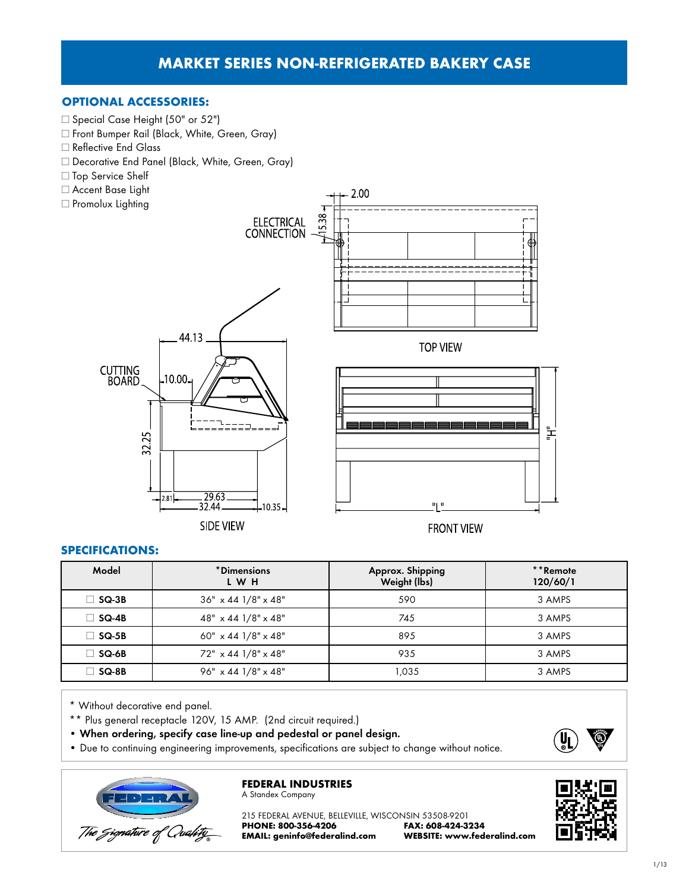# MARKET SERIES NON-REFRIGERATED BAKERY CASE

## OPTIONAL ACCESSORIES:

- ☐ Special Case Height (50" or 52")
- ☐ Front Bumper Rail (Black, White, Green, Gray)
- ☐ Reflective End Glass
- ☐ Decorative End Panel (Black, White, Green, Gray)
- ☐ Top Service Shelf
- ☐ Accent Base Light
- ☐ Promolux Lighting

ELECTRICAL CONNECTION
2.00
15.38
TOP VIEW

CUTTING BOARD
44.13
10.00
32.25
2.81
29.63
32.44
10.35
SIDE VIEW

"H"
"L"
FRONT VIEW

## SPECIFICATIONS:

| Model | *Dimensions L W H | Approx. Shipping Weight (lbs) | **Remote 120/60/1 |
|---|---|---|---|
| ☐ **SQ-3B** | 36" x 44 1/8" x 48" | 590 | 3 AMPS |
| ☐ **SQ-4B** | 48" x 44 1/8" x 48" | 745 | 3 AMPS |
| ☐ **SQ-5B** | 60" x 44 1/8" x 48" | 895 | 3 AMPS |
| ☐ **SQ-6B** | 72" x 44 1/8" x 48" | 935 | 3 AMPS |
| ☐ **SQ-8B** | 96" x 44 1/8" x 48" | 1,035 | 3 AMPS |

\* Without decorative end panel.

\*\* Plus general receptacle 120V, 15 AMP. (2nd circuit required.)

- **When ordering, specify case line-up and pedestal or panel design.**
- Due to continuing engineering improvements, specifications are subject to change without notice.

FEDERAL
The Signature of Quality

**FEDERAL INDUSTRIES**
A Standex Company

215 FEDERAL AVENUE, BELLEVILLE, WISCONSIN 53508-9201
**PHONE: 800-356-4206** **FAX: 608-424-3234**
**EMAIL: geninfo@federalind.com** **WEBSITE: www.federalind.com**